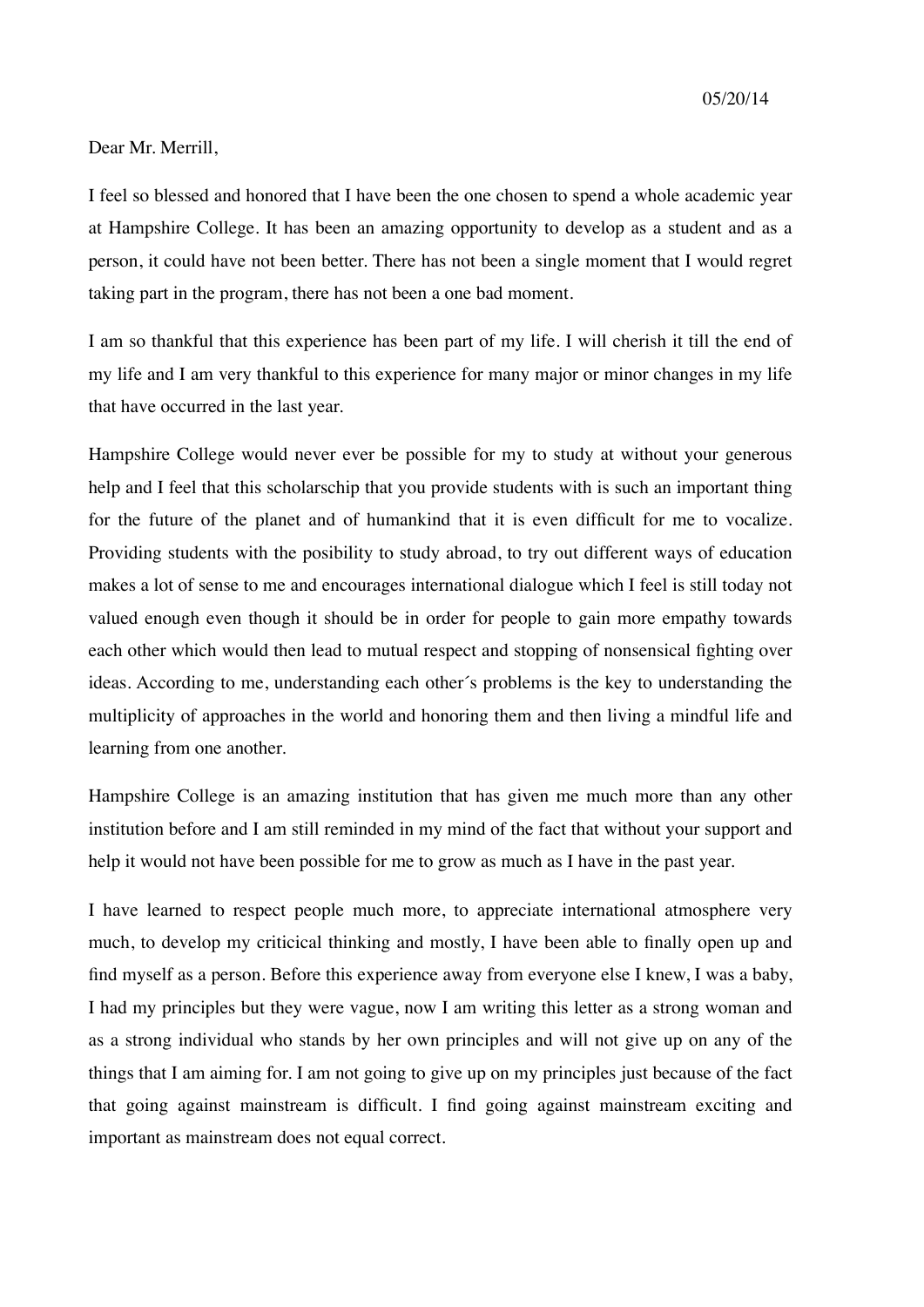05/20/14

Dear Mr. Merrill,

I feel so blessed and honored that I have been the one chosen to spend a whole academic year at Hampshire College. It has been an amazing opportunity to develop as a student and as a person, it could have not been better. There has not been a single moment that I would regret taking part in the program, there has not been a one bad moment.

I am so thankful that this experience has been part of my life. I will cherish it till the end of my life and I am very thankful to this experience for many major or minor changes in my life that have occurred in the last year.

Hampshire College would never ever be possible for my to study at without your generous help and I feel that this scholarschip that you provide students with is such an important thing for the future of the planet and of humankind that it is even difficult for me to vocalize. Providing students with the posibility to study abroad, to try out different ways of education makes a lot of sense to me and encourages international dialogue which I feel is still today not valued enough even though it should be in order for people to gain more empathy towards each other which would then lead to mutual respect and stopping of nonsensical fighting over ideas. According to me, understanding each other´s problems is the key to understanding the multiplicity of approaches in the world and honoring them and then living a mindful life and learning from one another.

Hampshire College is an amazing institution that has given me much more than any other institution before and I am still reminded in my mind of the fact that without your support and help it would not have been possible for me to grow as much as I have in the past year.

I have learned to respect people much more, to appreciate international atmosphere very much, to develop my criticical thinking and mostly, I have been able to finally open up and find myself as a person. Before this experience away from everyone else I knew, I was a baby, I had my principles but they were vague, now I am writing this letter as a strong woman and as a strong individual who stands by her own principles and will not give up on any of the things that I am aiming for. I am not going to give up on my principles just because of the fact that going against mainstream is difficult. I find going against mainstream exciting and important as mainstream does not equal correct.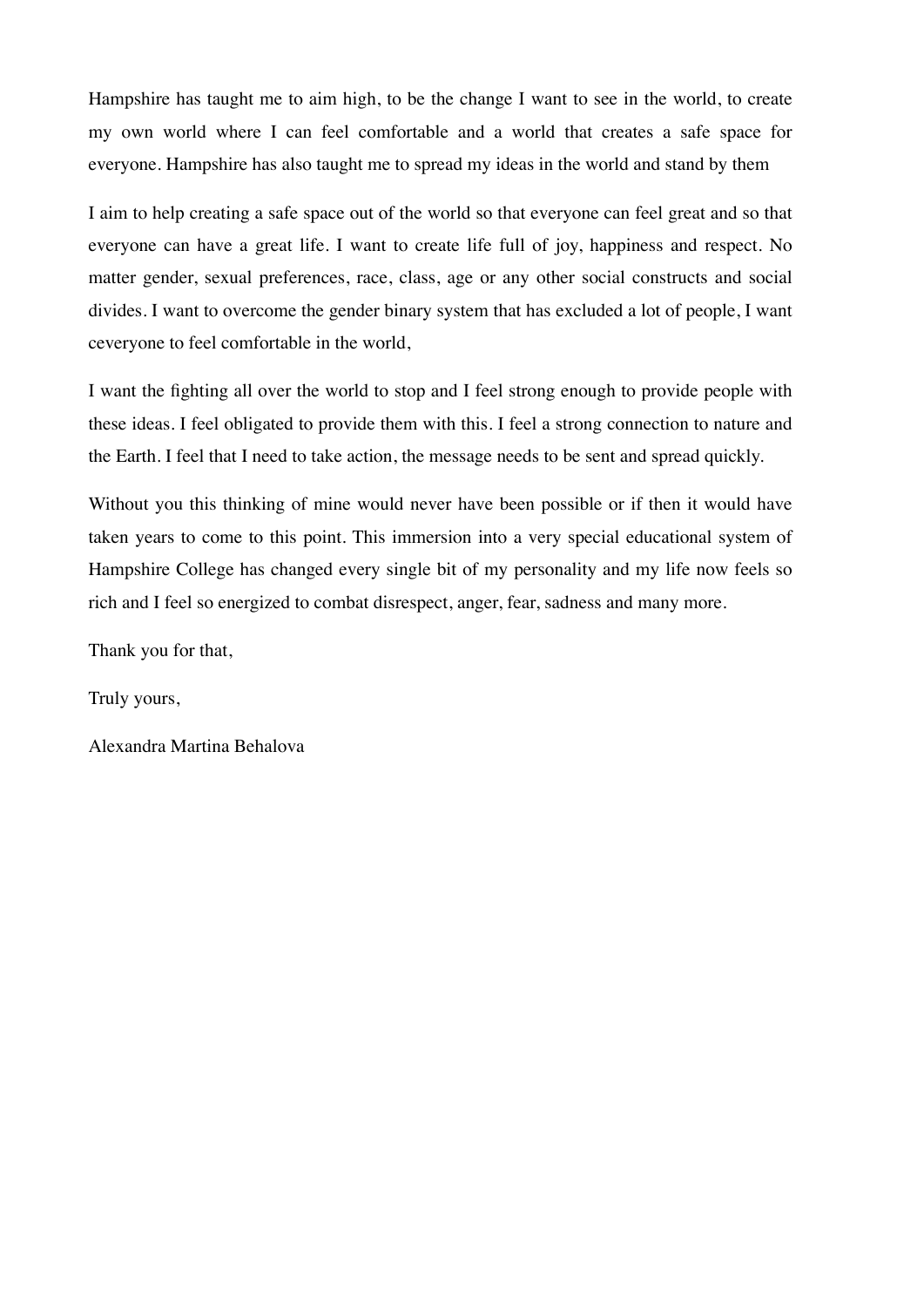Hampshire has taught me to aim high, to be the change I want to see in the world, to create my own world where I can feel comfortable and a world that creates a safe space for everyone. Hampshire has also taught me to spread my ideas in the world and stand by them

I aim to help creating a safe space out of the world so that everyone can feel great and so that everyone can have a great life. I want to create life full of joy, happiness and respect. No matter gender, sexual preferences, race, class, age or any other social constructs and social divides. I want to overcome the gender binary system that has excluded a lot of people, I want ceveryone to feel comfortable in the world,

I want the fighting all over the world to stop and I feel strong enough to provide people with these ideas. I feel obligated to provide them with this. I feel a strong connection to nature and the Earth. I feel that I need to take action, the message needs to be sent and spread quickly.

Without you this thinking of mine would never have been possible or if then it would have taken years to come to this point. This immersion into a very special educational system of Hampshire College has changed every single bit of my personality and my life now feels so rich and I feel so energized to combat disrespect, anger, fear, sadness and many more.

Thank you for that,

Truly yours,

Alexandra Martina Behalova